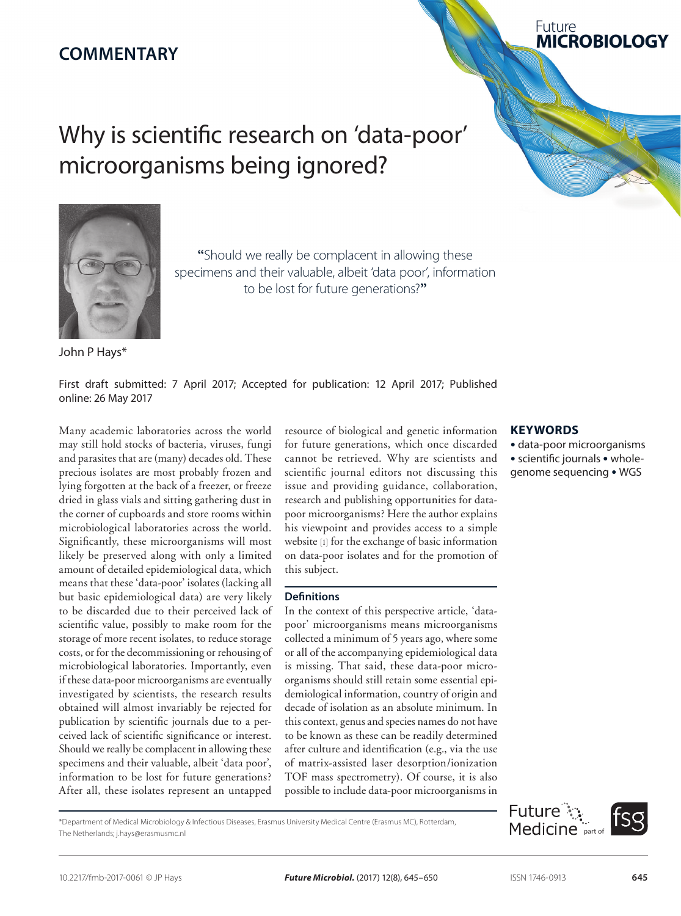COMMENTARY

# Why is scientific research on 'data-poor' microorganisms being ignored?

"Should we really be complacent in allowing these specimens and their valuable, albeit 'data poor', information to be lost for future generations?"

John P Hays*

First draft submitted: 7 April 2017; Accepted for publication: 12 April 2017; Published online: 26 May 2017

**KEYWORDS**

- data-poor microorganisms
- scientific journals
- whole-genome sequencing
- WGS

Many academic laboratories across the world may still hold stocks of bacteria, viruses, fungi and parasites that are (many) decades old. These precious isolates are most probably frozen and lying forgotten at the back of a freezer, or freeze dried in glass vials and sitting gathering dust in the corner of cupboards and store rooms within microbiological laboratories across the world. Significantly, these microorganisms will most likely be preserved along with only a limited amount of detailed epidemiological data, which means that these 'data-poor' isolates (lacking all but basic epidemiological data) are very likely to be discarded due to their perceived lack of scientific value, possibly to make room for the storage of more recent isolates, to reduce storage costs, or for the decommissioning or rehousing of microbiological laboratories. Importantly, even if these data-poor microorganisms are eventually investigated by scientists, the research results obtained will almost invariably be rejected for publication by scientific journals due to a perceived lack of scientific significance or interest. Should we really be complacent in allowing these specimens and their valuable, albeit 'data poor', information to be lost for future generations? After all, these isolates represent an untapped resource of biological and genetic information for future generations, which once discarded cannot be retrieved. Why are scientists and scientific journal editors not discussing this issue and providing guidance, collaboration, research and publishing opportunities for data-poor microorganisms? Here the author explains his viewpoint and provides access to a simple website [1] for the exchange of basic information on data-poor isolates and for the promotion of this subject.

## Definitions

In the context of this perspective article, 'data-poor' microorganisms means microorganisms collected a minimum of 5 years ago, where some or all of the accompanying epidemiological data is missing. That said, these data-poor microorganisms should still retain some essential epidemiological information, country of origin and decade of isolation as an absolute minimum. In this context, genus and species names do not have to be known as these can be readily determined after culture and identification (e.g., via the use of matrix-assisted laser desorption/ionization TOF mass spectrometry). Of course, it is also possible to include data-poor microorganisms in

*Department of Medical Microbiology & Infectious Diseases, Erasmus University Medical Centre (Erasmus MC), Rotterdam, The Netherlands; j.hays@erasmusmc.nl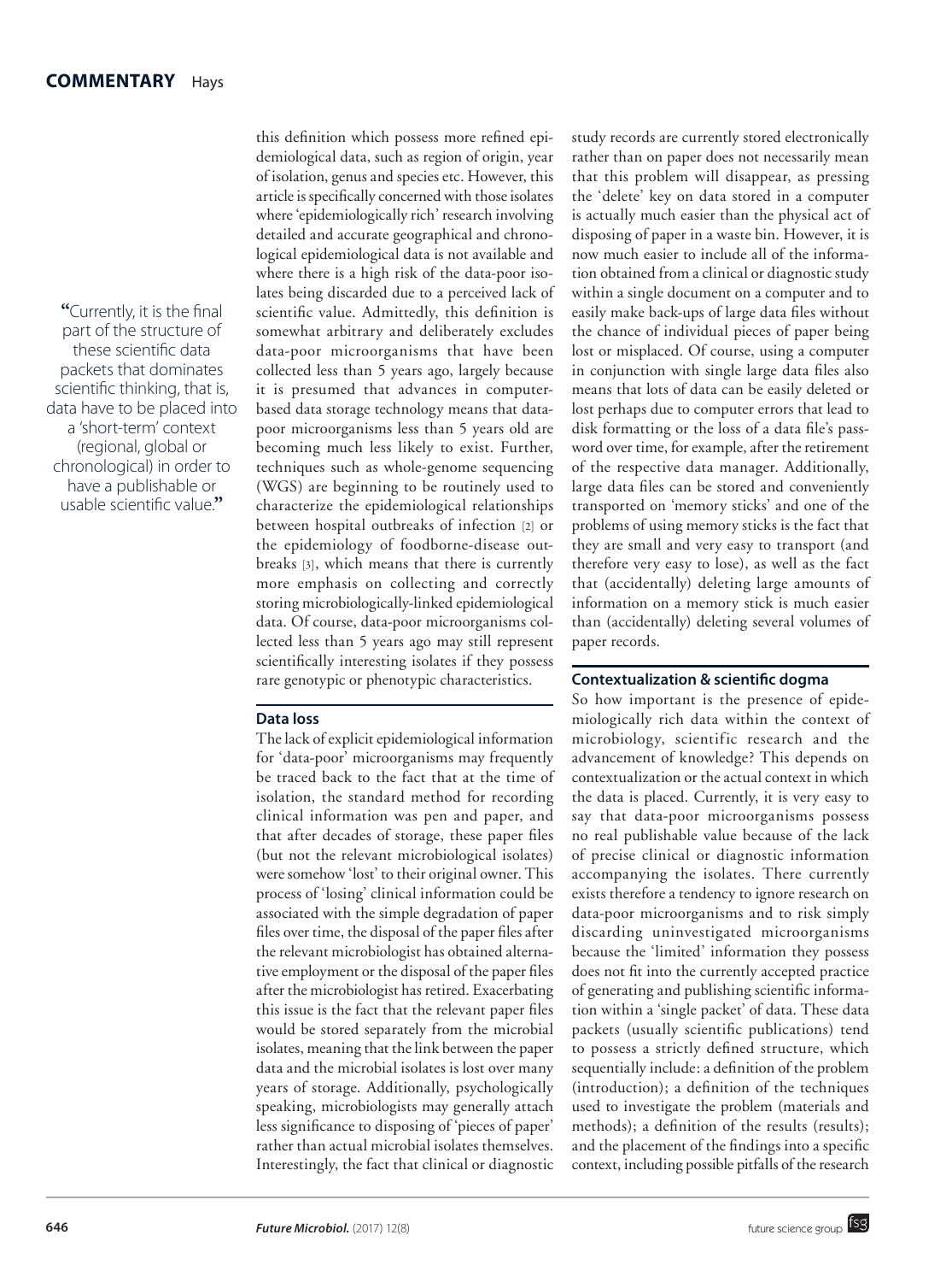this definition which possess more refined epidemiological data, such as region of origin, year of isolation, genus and species etc. However, this article is specifically concerned with those isolates where 'epidemiologically rich' research involving detailed and accurate geographical and chronological epidemiological data is not available and where there is a high risk of the data-poor isolates being discarded due to a perceived lack of scientific value. Admittedly, this definition is somewhat arbitrary and deliberately excludes data-poor microorganisms that have been collected less than 5 years ago, largely because it is presumed that advances in computer-based data storage technology means that data-poor microorganisms less than 5 years old are becoming much less likely to exist. Further, techniques such as whole-genome sequencing (WGS) are beginning to be routinely used to characterize the epidemiological relationships between hospital outbreaks of infection [2] or the epidemiology of foodborne-disease outbreaks [3], which means that there is currently more emphasis on collecting and correctly storing microbiologically-linked epidemiological data. Of course, data-poor microorganisms collected less than 5 years ago may still represent scientifically interesting isolates if they possess rare genotypic or phenotypic characteristics.

> "Currently, it is the final part of the structure of these scientific data packets that dominates scientific thinking, that is, data have to be placed into a 'short-term' context (regional, global or chronological) in order to have a publishable or usable scientific value."

## Data loss

The lack of explicit epidemiological information for 'data-poor' microorganisms may frequently be traced back to the fact that at the time of isolation, the standard method for recording clinical information was pen and paper, and that after decades of storage, these paper files (but not the relevant microbiological isolates) were somehow 'lost' to their original owner. This process of 'losing' clinical information could be associated with the simple degradation of paper files over time, the disposal of the paper files after the relevant microbiologist has obtained alternative employment or the disposal of the paper files after the microbiologist has retired. Exacerbating this issue is the fact that the relevant paper files would be stored separately from the microbial isolates, meaning that the link between the paper data and the microbial isolates is lost over many years of storage. Additionally, psychologically speaking, microbiologists may generally attach less significance to disposing of 'pieces of paper' rather than actual microbial isolates themselves. Interestingly, the fact that clinical or diagnostic study records are currently stored electronically rather than on paper does not necessarily mean that this problem will disappear, as pressing the 'delete' key on data stored in a computer is actually much easier than the physical act of disposing of paper in a waste bin. However, it is now much easier to include all of the information obtained from a clinical or diagnostic study within a single document on a computer and to easily make back-ups of large data files without the chance of individual pieces of paper being lost or misplaced. Of course, using a computer in conjunction with single large data files also means that lots of data can be easily deleted or lost perhaps due to computer errors that lead to disk formatting or the loss of a data file's password over time, for example, after the retirement of the respective data manager. Additionally, large data files can be stored and conveniently transported on 'memory sticks' and one of the problems of using memory sticks is the fact that they are small and very easy to transport (and therefore very easy to lose), as well as the fact that (accidentally) deleting large amounts of information on a memory stick is much easier than (accidentally) deleting several volumes of paper records.

## Contextualization & scientific dogma

So how important is the presence of epidemiologically rich data within the context of microbiology, scientific research and the advancement of knowledge? This depends on contextualization or the actual context in which the data is placed. Currently, it is very easy to say that data-poor microorganisms possess no real publishable value because of the lack of precise clinical or diagnostic information accompanying the isolates. There currently exists therefore a tendency to ignore research on data-poor microorganisms and to risk simply discarding uninvestigated microorganisms because the 'limited' information they possess does not fit into the currently accepted practice of generating and publishing scientific information within a 'single packet' of data. These data packets (usually scientific publications) tend to possess a strictly defined structure, which sequentially include: a definition of the problem (introduction); a definition of the techniques used to investigate the problem (materials and methods); a definition of the results (results); and the placement of the findings into a specific context, including possible pitfalls of the research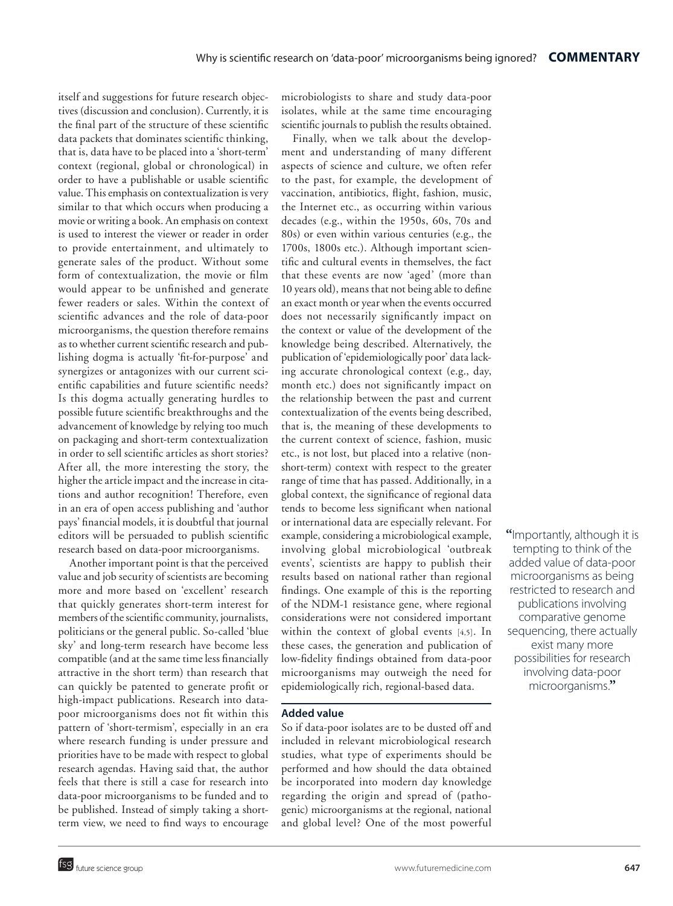itself and suggestions for future research objectives (discussion and conclusion). Currently, it is the final part of the structure of these scientific data packets that dominates scientific thinking, that is, data have to be placed into a 'short-term' context (regional, global or chronological) in order to have a publishable or usable scientific value. This emphasis on contextualization is very similar to that which occurs when producing a movie or writing a book. An emphasis on context is used to interest the viewer or reader in order to provide entertainment, and ultimately to generate sales of the product. Without some form of contextualization, the movie or film would appear to be unfinished and generate fewer readers or sales. Within the context of scientific advances and the role of data-poor microorganisms, the question therefore remains as to whether current scientific research and publishing dogma is actually 'fit-for-purpose' and synergizes or antagonizes with our current scientific capabilities and future scientific needs? Is this dogma actually generating hurdles to possible future scientific breakthroughs and the advancement of knowledge by relying too much on packaging and short-term contextualization in order to sell scientific articles as short stories? After all, the more interesting the story, the higher the article impact and the increase in citations and author recognition! Therefore, even in an era of open access publishing and 'author pays' financial models, it is doubtful that journal editors will be persuaded to publish scientific research based on data-poor microorganisms.

Another important point is that the perceived value and job security of scientists are becoming more and more based on 'excellent' research that quickly generates short-term interest for members of the scientific community, journalists, politicians or the general public. So-called 'blue sky' and long-term research have become less compatible (and at the same time less financially attractive in the short term) than research that can quickly be patented to generate profit or high-impact publications. Research into data-poor microorganisms does not fit within this pattern of 'short-termism', especially in an era where research funding is under pressure and priorities have to be made with respect to global research agendas. Having said that, the author feels that there is still a case for research into data-poor microorganisms to be funded and to be published. Instead of simply taking a short-term view, we need to find ways to encourage microbiologists to share and study data-poor isolates, while at the same time encouraging scientific journals to publish the results obtained.

Finally, when we talk about the development and understanding of many different aspects of science and culture, we often refer to the past, for example, the development of vaccination, antibiotics, flight, fashion, music, the Internet etc., as occurring within various decades (e.g., within the 1950s, 60s, 70s and 80s) or even within various centuries (e.g., the 1700s, 1800s etc.). Although important scientific and cultural events in themselves, the fact that these events are now 'aged' (more than 10 years old), means that not being able to define an exact month or year when the events occurred does not necessarily significantly impact on the context or value of the development of the knowledge being described. Alternatively, the publication of 'epidemiologically poor' data lacking accurate chronological context (e.g., day, month etc.) does not significantly impact on the relationship between the past and current contextualization of the events being described, that is, the meaning of these developments to the current context of science, fashion, music etc., is not lost, but placed into a relative (non-short-term) context with respect to the greater range of time that has passed. Additionally, in a global context, the significance of regional data tends to become less significant when national or international data are especially relevant. For example, considering a microbiological example, involving global microbiological 'outbreak events', scientists are happy to publish their results based on national rather than regional findings. One example of this is the reporting of the NDM-1 resistance gene, where regional considerations were not considered important within the context of global events [4,5]. In these cases, the generation and publication of low-fidelity findings obtained from data-poor microorganisms may outweigh the need for epidemiologically rich, regional-based data.

> "Importantly, although it is tempting to think of the added value of data-poor microorganisms as being restricted to research and publications involving comparative genome sequencing, there actually exist many more possibilities for research involving data-poor microorganisms."

## Added value

So if data-poor isolates are to be dusted off and included in relevant microbiological research studies, what type of experiments should be performed and how should the data obtained be incorporated into modern day knowledge regarding the origin and spread of (pathogenic) microorganisms at the regional, national and global level? One of the most powerful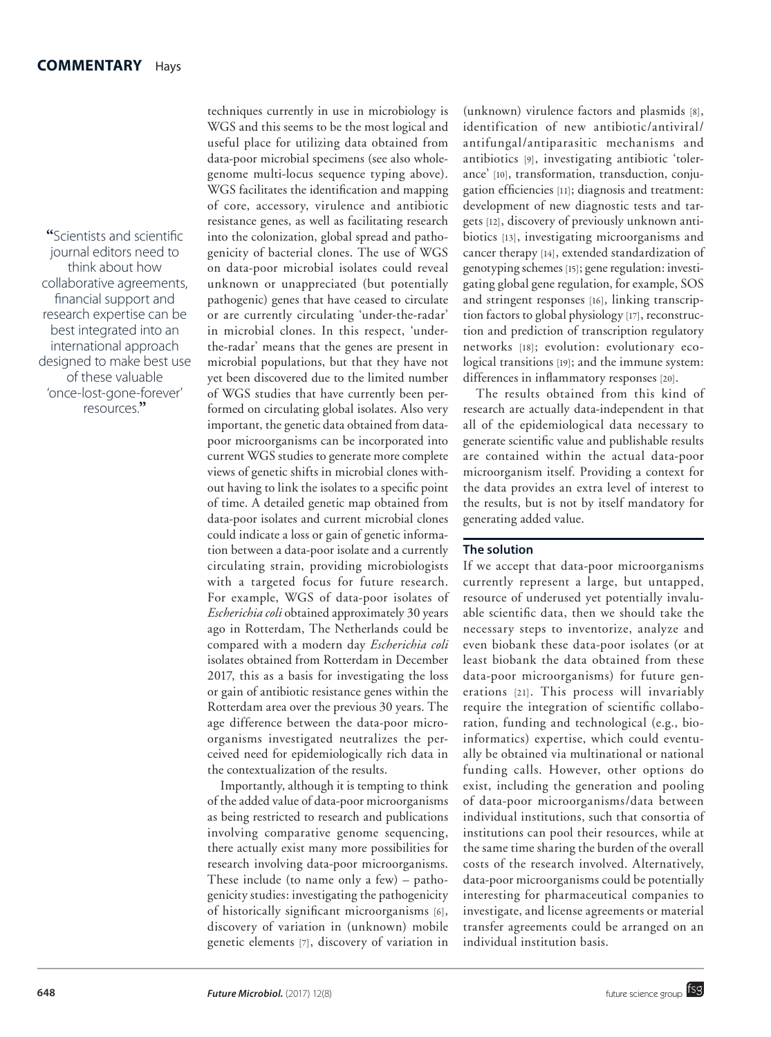techniques currently in use in microbiology is WGS and this seems to be the most logical and useful place for utilizing data obtained from data-poor microbial specimens (see also whole-genome multi-locus sequence typing above). WGS facilitates the identification and mapping of core, accessory, virulence and antibiotic resistance genes, as well as facilitating research into the colonization, global spread and pathogenicity of bacterial clones. The use of WGS on data-poor microbial isolates could reveal unknown or unappreciated (but potentially pathogenic) genes that have ceased to circulate or are currently circulating 'under-the-radar' in microbial clones. In this respect, 'under-the-radar' means that the genes are present in microbial populations, but that they have not yet been discovered due to the limited number of WGS studies that have currently been performed on circulating global isolates. Also very important, the genetic data obtained from data-poor microorganisms can be incorporated into current WGS studies to generate more complete views of genetic shifts in microbial clones without having to link the isolates to a specific point of time. A detailed genetic map obtained from data-poor isolates and current microbial clones could indicate a loss or gain of genetic information between a data-poor isolate and a currently circulating strain, providing microbiologists with a targeted focus for future research. For example, WGS of data-poor isolates of *Escherichia coli* obtained approximately 30 years ago in Rotterdam, The Netherlands could be compared with a modern day *Escherichia coli* isolates obtained from Rotterdam in December 2017, this as a basis for investigating the loss or gain of antibiotic resistance genes within the Rotterdam area over the previous 30 years. The age difference between the data-poor microorganisms investigated neutralizes the perceived need for epidemiologically rich data in the contextualization of the results.

> "Scientists and scientific journal editors need to think about how collaborative agreements, financial support and research expertise can be best integrated into an international approach designed to make best use of these valuable 'once-lost-gone-forever' resources."

Importantly, although it is tempting to think of the added value of data-poor microorganisms as being restricted to research and publications involving comparative genome sequencing, there actually exist many more possibilities for research involving data-poor microorganisms. These include (to name only a few) – pathogenicity studies: investigating the pathogenicity of historically significant microorganisms [6], discovery of variation in (unknown) mobile genetic elements [7], discovery of variation in (unknown) virulence factors and plasmids [8], identification of new antibiotic/antiviral/antifungal/antiparasitic mechanisms and antibiotics [9], investigating antibiotic 'tolerance' [10], transformation, transduction, conjugation efficiencies [11]; diagnosis and treatment: development of new diagnostic tests and targets [12], discovery of previously unknown antibiotics [13], investigating microorganisms and cancer therapy [14], extended standardization of genotyping schemes [15]; gene regulation: investigating global gene regulation, for example, SOS and stringent responses [16], linking transcription factors to global physiology [17], reconstruction and prediction of transcription regulatory networks [18]; evolution: evolutionary ecological transitions [19]; and the immune system: differences in inflammatory responses [20].

The results obtained from this kind of research are actually data-independent in that all of the epidemiological data necessary to generate scientific value and publishable results are contained within the actual data-poor microorganism itself. Providing a context for the data provides an extra level of interest to the results, but is not by itself mandatory for generating added value.

## The solution

If we accept that data-poor microorganisms currently represent a large, but untapped, resource of underused yet potentially invaluable scientific data, then we should take the necessary steps to inventorize, analyze and even biobank these data-poor isolates (or at least biobank the data obtained from these data-poor microorganisms) for future generations [21]. This process will invariably require the integration of scientific collaboration, funding and technological (e.g., bioinformatics) expertise, which could eventually be obtained via multinational or national funding calls. However, other options do exist, including the generation and pooling of data-poor microorganisms/data between individual institutions, such that consortia of institutions can pool their resources, while at the same time sharing the burden of the overall costs of the research involved. Alternatively, data-poor microorganisms could be potentially interesting for pharmaceutical companies to investigate, and license agreements or material transfer agreements could be arranged on an individual institution basis.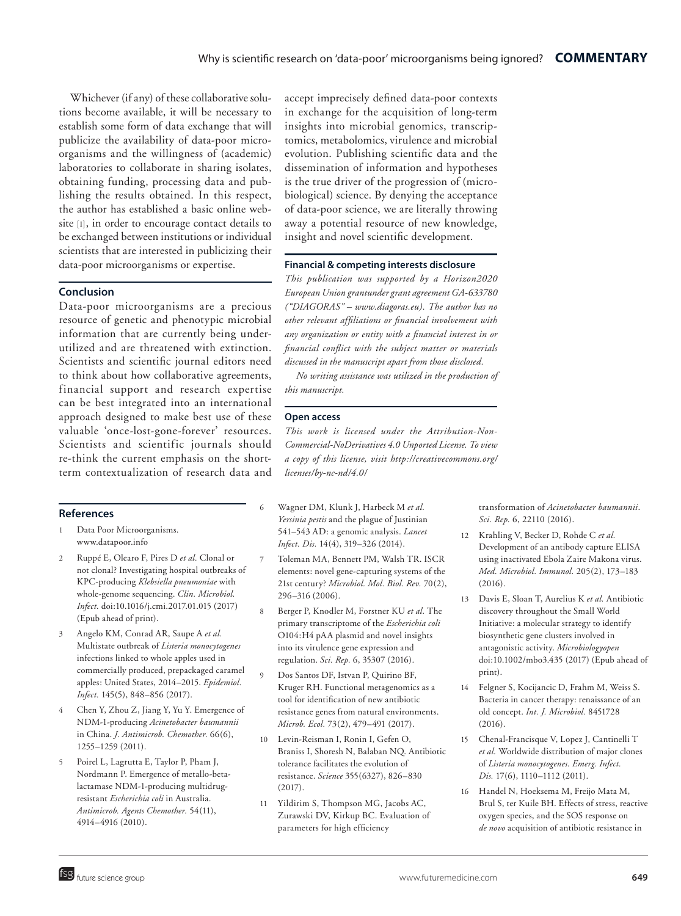Whichever (if any) of these collaborative solutions become available, it will be necessary to establish some form of data exchange that will publicize the availability of data-poor microorganisms and the willingness of (academic) laboratories to collaborate in sharing isolates, obtaining funding, processing data and publishing the results obtained. In this respect, the author has established a basic online website [1], in order to encourage contact details to be exchanged between institutions or individual scientists that are interested in publicizing their data-poor microorganisms or expertise.

## Conclusion

Data-poor microorganisms are a precious resource of genetic and phenotypic microbial information that are currently being underutilized and are threatened with extinction. Scientists and scientific journal editors need to think about how collaborative agreements, financial support and research expertise can be best integrated into an international approach designed to make best use of these valuable 'once-lost-gone-forever' resources. Scientists and scientific journals should re-think the current emphasis on the short-term contextualization of research data and accept imprecisely defined data-poor contexts in exchange for the acquisition of long-term insights into microbial genomics, transcriptomics, metabolomics, virulence and microbial evolution. Publishing scientific data and the dissemination of information and hypotheses is the true driver of the progression of (microbiological) science. By denying the acceptance of data-poor science, we are literally throwing away a potential resource of new knowledge, insight and novel scientific development.

### Financial & competing interests disclosure

*This publication was supported by a Horizon2020 European Union grantunder grant agreement GA-633780 ("DIAGORAS" – www.diagoras.eu). The author has no other relevant affiliations or financial involvement with any organization or entity with a financial interest in or financial conflict with the subject matter or materials discussed in the manuscript apart from those disclosed.*

*No writing assistance was utilized in the production of this manuscript.*

### Open access

*This work is licensed under the Attribution-Non-Commercial-NoDerivatives 4.0 Unported License. To view a copy of this license, visit http://creativecommons.org/licenses/by-nc-nd/4.0/*

## References

1. Data Poor Microorganisms. www.datapoor.info
2. Ruppé E, Olearo F, Pires D *et al.* Clonal or not clonal? Investigating hospital outbreaks of KPC-producing *Klebsiella pneumoniae* with whole-genome sequencing. *Clin. Microbiol. Infect.* doi:10.1016/j.cmi.2017.01.015 (2017) (Epub ahead of print).
3. Angelo KM, Conrad AR, Saupe A *et al.* Multistate outbreak of *Listeria monocytogenes* infections linked to whole apples used in commercially produced, prepackaged caramel apples: United States, 2014–2015. *Epidemiol. Infect.* 145(5), 848–856 (2017).
4. Chen Y, Zhou Z, Jiang Y, Yu Y. Emergence of NDM-1-producing *Acinetobacter baumannii* in China. *J. Antimicrob. Chemother.* 66(6), 1255–1259 (2011).
5. Poirel L, Lagrutta E, Taylor P, Pham J, Nordmann P. Emergence of metallo-beta-lactamase NDM-1-producing multidrug-resistant *Escherichia coli* in Australia. *Antimicrob. Agents Chemother.* 54(11), 4914–4916 (2010).
6. Wagner DM, Klunk J, Harbeck M *et al.* *Yersinia pestis* and the plague of Justinian 541–543 AD: a genomic analysis. *Lancet Infect. Dis.* 14(4), 319–326 (2014).
7. Toleman MA, Bennett PM, Walsh TR. ISCR elements: novel gene-capturing systems of the 21st century? *Microbiol. Mol. Biol. Rev.* 70(2), 296–316 (2006).
8. Berger P, Knodler M, Forstner KU *et al.* The primary transcriptome of the *Escherichia coli* O104:H4 pAA plasmid and novel insights into its virulence gene expression and regulation. *Sci. Rep.* 6, 35307 (2016).
9. Dos Santos DF, Istvan P, Quirino BF, Kruger RH. Functional metagenomics as a tool for identification of new antibiotic resistance genes from natural environments. *Microb. Ecol.* 73(2), 479–491 (2017).
10. Levin-Reisman I, Ronin I, Gefen O, Braniss I, Shoresh N, Balaban NQ. Antibiotic tolerance facilitates the evolution of resistance. *Science* 355(6327), 826–830 (2017).
11. Yildirim S, Thompson MG, Jacobs AC, Zurawski DV, Kirkup BC. Evaluation of parameters for high efficiency transformation of *Acinetobacter baumannii*. *Sci. Rep.* 6, 22110 (2016).
12. Krahling V, Becker D, Rohde C *et al.* Development of an antibody capture ELISA using inactivated Ebola Zaire Makona virus. *Med. Microbiol. Immunol.* 205(2), 173–183 (2016).
13. Davis E, Sloan T, Aurelius K *et al.* Antibiotic discovery throughout the Small World Initiative: a molecular strategy to identify biosynthetic gene clusters involved in antagonistic activity. *Microbiologyopen* doi:10.1002/mbo3.435 (2017) (Epub ahead of print).
14. Felgner S, Kocijancic D, Frahm M, Weiss S. Bacteria in cancer therapy: renaissance of an old concept. *Int. J. Microbiol.* 8451728 (2016).
15. Chenal-Francisque V, Lopez J, Cantinelli T *et al.* Worldwide distribution of major clones of *Listeria monocytogenes*. *Emerg. Infect. Dis.* 17(6), 1110–1112 (2011).
16. Handel N, Hoeksema M, Freijo Mata M, Brul S, ter Kuile BH. Effects of stress, reactive oxygen species, and the SOS response on *de novo* acquisition of antibiotic resistance in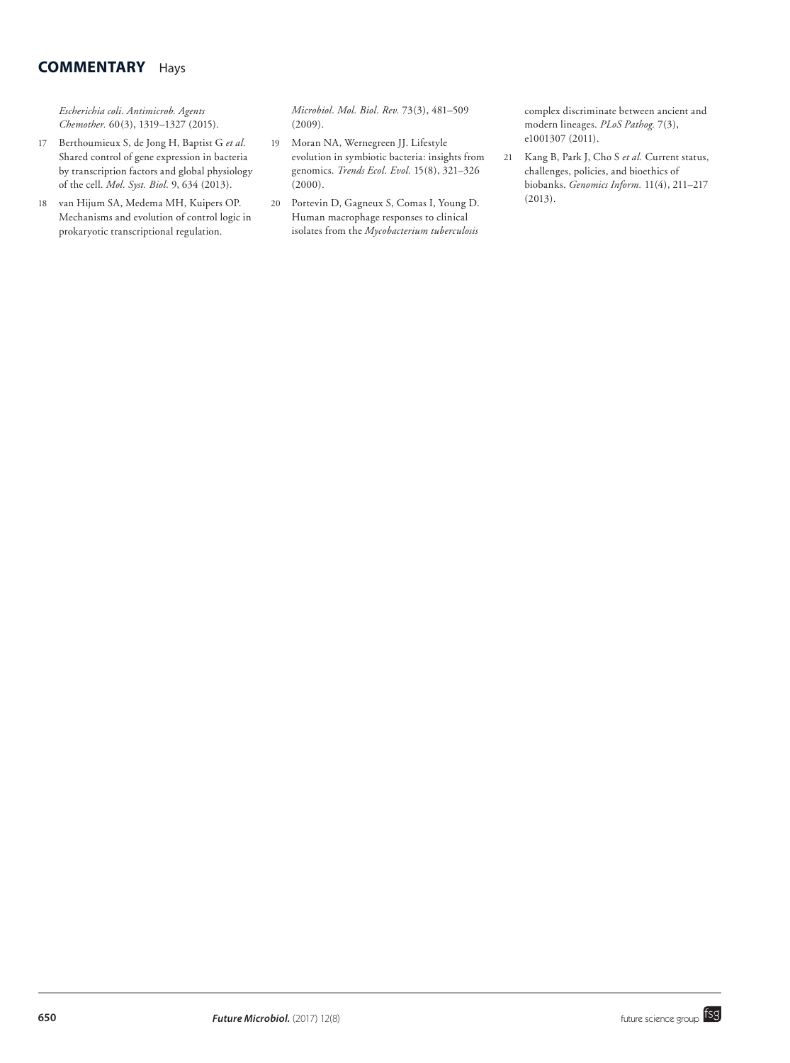*Escherichia coli*. *Antimicrob. Agents Chemother.* 60(3), 1319–1327 (2015).

17 Berthoumieux S, de Jong H, Baptist G *et al.* Shared control of gene expression in bacteria by transcription factors and global physiology of the cell. *Mol. Syst. Biol.* 9, 634 (2013).

18 van Hijum SA, Medema MH, Kuipers OP. Mechanisms and evolution of control logic in prokaryotic transcriptional regulation. *Microbiol. Mol. Biol. Rev.* 73(3), 481–509 (2009).

19 Moran NA, Wernegreen JJ. Lifestyle evolution in symbiotic bacteria: insights from genomics. *Trends Ecol. Evol.* 15(8), 321–326 (2000).

20 Portevin D, Gagneux S, Comas I, Young D. Human macrophage responses to clinical isolates from the *Mycobacterium tuberculosis* complex discriminate between ancient and modern lineages. *PLoS Pathog.* 7(3), e1001307 (2011).

21 Kang B, Park J, Cho S *et al.* Current status, challenges, policies, and bioethics of biobanks. *Genomics Inform.* 11(4), 211–217 (2013).